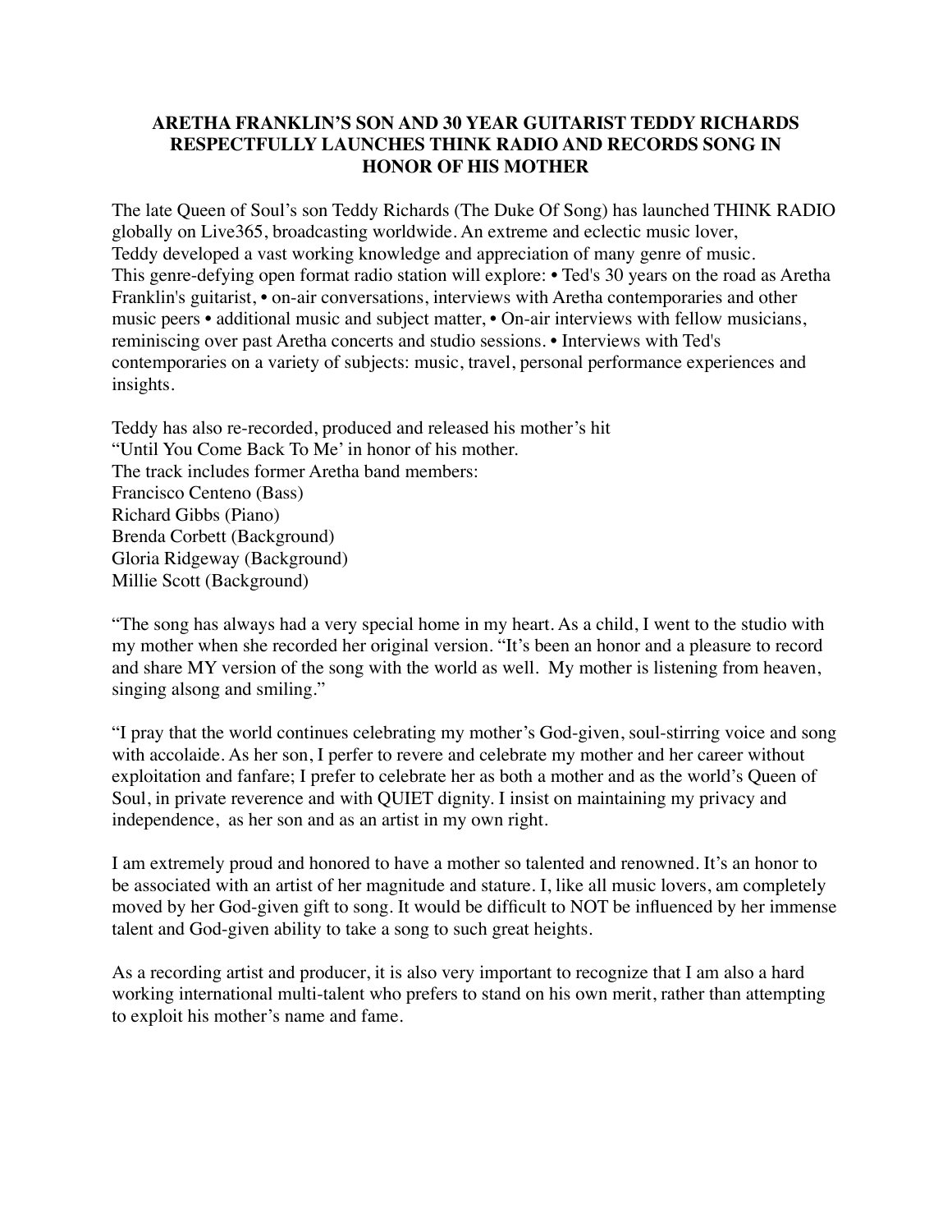**ARETHA FRANKLIN'S SON AND 30 YEAR GUITARIST TEDDY RICHARDS RESPECTFULLY LAUNCHES THINK RADIO AND RECORDS SONG IN HONOR OF HIS MOTHER**

The late Queen of Soul's son Teddy Richards (The Duke Of Song) has launched THINK RADIO globally on Live365, broadcasting worldwide. An extreme and eclectic music lover, Teddy developed a vast working knowledge and appreciation of many genre of music. This genre-defying open format radio station will explore: • Ted's 30 years on the road as Aretha Franklin's guitarist, • on-air conversations, interviews with Aretha contemporaries and other music peers • additional music and subject matter, • On-air interviews with fellow musicians, reminiscing over past Aretha concerts and studio sessions. • Interviews with Ted's contemporaries on a variety of subjects: music, travel, personal performance experiences and insights.

Teddy has also re-recorded, produced and released his mother's hit
"Until You Come Back To Me' in honor of his mother.
The track includes former Aretha band members:
Francisco Centeno (Bass)
Richard Gibbs (Piano)
Brenda Corbett (Background)
Gloria Ridgeway (Background)
Millie Scott (Background)

"The song has always had a very special home in my heart. As a child, I went to the studio with my mother when she recorded her original version. "It's been an honor and a pleasure to record and share MY version of the song with the world as well. My mother is listening from heaven, singing alsong and smiling."

"I pray that the world continues celebrating my mother's God-given, soul-stirring voice and song with accolaide. As her son, I perfer to revere and celebrate my mother and her career without exploitation and fanfare; I prefer to celebrate her as both a mother and as the world's Queen of Soul, in private reverence and with QUIET dignity. I insist on maintaining my privacy and independence, as her son and as an artist in my own right.

I am extremely proud and honored to have a mother so talented and renowned. It's an honor to be associated with an artist of her magnitude and stature. I, like all music lovers, am completely moved by her God-given gift to song. It would be difficult to NOT be influenced by her immense talent and God-given ability to take a song to such great heights.

As a recording artist and producer, it is also very important to recognize that I am also a hard working international multi-talent who prefers to stand on his own merit, rather than attempting to exploit his mother's name and fame.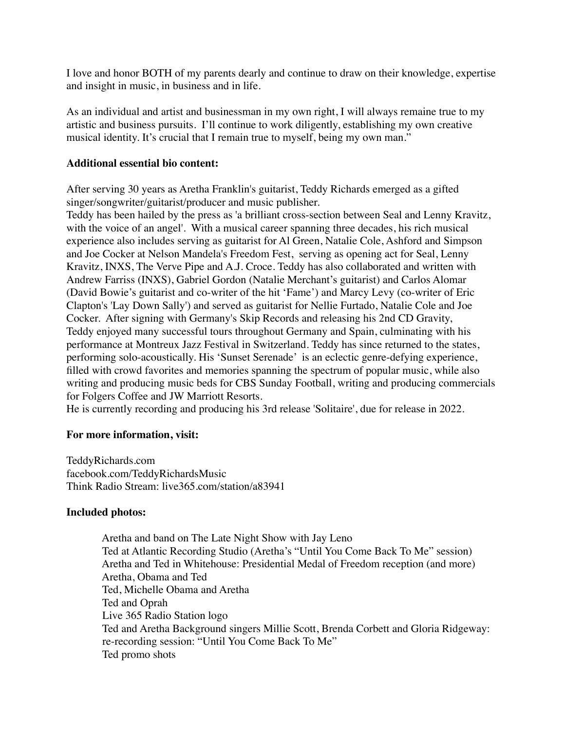I love and honor BOTH of my parents dearly and continue to draw on their knowledge, expertise and insight in music, in business and in life.

As an individual and artist and businessman in my own right, I will always remaine true to my artistic and business pursuits. I'll continue to work diligently, establishing my own creative musical identity. It's crucial that I remain true to myself, being my own man."

**Additional essential bio content:**

After serving 30 years as Aretha Franklin's guitarist, Teddy Richards emerged as a gifted singer/songwriter/guitarist/producer and music publisher.
Teddy has been hailed by the press as 'a brilliant cross-section between Seal and Lenny Kravitz, with the voice of an angel'. With a musical career spanning three decades, his rich musical experience also includes serving as guitarist for Al Green, Natalie Cole, Ashford and Simpson and Joe Cocker at Nelson Mandela's Freedom Fest, serving as opening act for Seal, Lenny Kravitz, INXS, The Verve Pipe and A.J. Croce. Teddy has also collaborated and written with Andrew Farriss (INXS), Gabriel Gordon (Natalie Merchant's guitarist) and Carlos Alomar (David Bowie's guitarist and co-writer of the hit 'Fame') and Marcy Levy (co-writer of Eric Clapton's 'Lay Down Sally') and served as guitarist for Nellie Furtado, Natalie Cole and Joe Cocker. After signing with Germany's Skip Records and releasing his 2nd CD Gravity, Teddy enjoyed many successful tours throughout Germany and Spain, culminating with his performance at Montreux Jazz Festival in Switzerland. Teddy has since returned to the states, performing solo-acoustically. His 'Sunset Serenade' is an eclectic genre-defying experience, filled with crowd favorites and memories spanning the spectrum of popular music, while also writing and producing music beds for CBS Sunday Football, writing and producing commercials for Folgers Coffee and JW Marriott Resorts.
He is currently recording and producing his 3rd release 'Solitaire', due for release in 2022.

**For more information, visit:**

TeddyRichards.com
facebook.com/TeddyRichardsMusic
Think Radio Stream: live365.com/station/a83941

**Included photos:**

Aretha and band on The Late Night Show with Jay Leno
Ted at Atlantic Recording Studio (Aretha's "Until You Come Back To Me" session)
Aretha and Ted in Whitehouse: Presidential Medal of Freedom reception (and more)
Aretha, Obama and Ted
Ted, Michelle Obama and Aretha
Ted and Oprah
Live 365 Radio Station logo
Ted and Aretha Background singers Millie Scott, Brenda Corbett and Gloria Ridgeway: re-recording session: "Until You Come Back To Me"
Ted promo shots